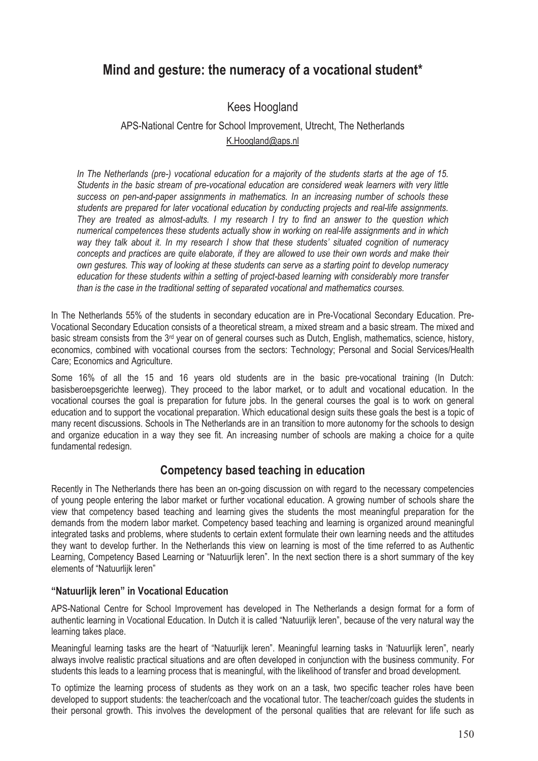# Mind and gesture: the numeracy of a vocational student*

Kees Hoogland

APS-National Centre for School Improvement, Utrecht, The Netherlands

K.Hoogland@aps.nl

*In The Netherlands (pre-) vocational education for a majority of the students starts at the age of 15. Students in the basic stream of pre-vocational education are considered weak learners with very little success on pen-and-paper assignments in mathematics. In an increasing number of schools these students are prepared for later vocational education by conducting projects and real-life assignments. They are treated as almost-adults. I my research I try to find an answer to the question which numerical competences these students actually show in working on real-life assignments and in which way they talk about it. In my research I show that these students' situated cognition of numeracy concepts and practices are quite elaborate, if they are allowed to use their own words and make their own gestures. This way of looking at these students can serve as a starting point to develop numeracy education for these students within a setting of project-based learning with considerably more transfer than is the case in the traditional setting of separated vocational and mathematics courses.*

In The Netherlands 55% of the students in secondary education are in Pre-Vocational Secondary Education. Pre-Vocational Secondary Education consists of a theoretical stream, a mixed stream and a basic stream. The mixed and basic stream consists from the 3rd year on of general courses such as Dutch, English, mathematics, science, history, economics, combined with vocational courses from the sectors: Technology; Personal and Social Services/Health Care; Economics and Agriculture.

Some 16% of all the 15 and 16 years old students are in the basic pre-vocational training (In Dutch: basisberoepsgerichte leerweg). They proceed to the labor market, or to adult and vocational education. In the vocational courses the goal is preparation for future jobs. In the general courses the goal is to work on general education and to support the vocational preparation. Which educational design suits these goals the best is a topic of many recent discussions. Schools in The Netherlands are in an transition to more autonomy for the schools to design and organize education in a way they see fit. An increasing number of schools are making a choice for a quite fundamental redesign.

## Competency based teaching in education

Recently in The Netherlands there has been an on-going discussion on with regard to the necessary competencies of young people entering the labor market or further vocational education. A growing number of schools share the view that competency based teaching and learning gives the students the most meaningful preparation for the demands from the modern labor market. Competency based teaching and learning is organized around meaningful integrated tasks and problems, where students to certain extent formulate their own learning needs and the attitudes they want to develop further. In the Netherlands this view on learning is most of the time referred to as Authentic Learning, Competency Based Learning or "Natuurlijk leren". In the next section there is a short summary of the key elements of "Natuurlijk leren"

### "Natuurlijk leren" in Vocational Education

APS-National Centre for School Improvement has developed in The Netherlands a design format for a form of authentic learning in Vocational Education. In Dutch it is called "Natuurlijk leren", because of the very natural way the learning takes place.

Meaningful learning tasks are the heart of "Natuurlijk leren". Meaningful learning tasks in 'Natuurlijk leren", nearly always involve realistic practical situations and are often developed in conjunction with the business community. For students this leads to a learning process that is meaningful, with the likelihood of transfer and broad development.

To optimize the learning process of students as they work on an a task, two specific teacher roles have been developed to support students: the teacher/coach and the vocational tutor. The teacher/coach guides the students in their personal growth. This involves the development of the personal qualities that are relevant for life such as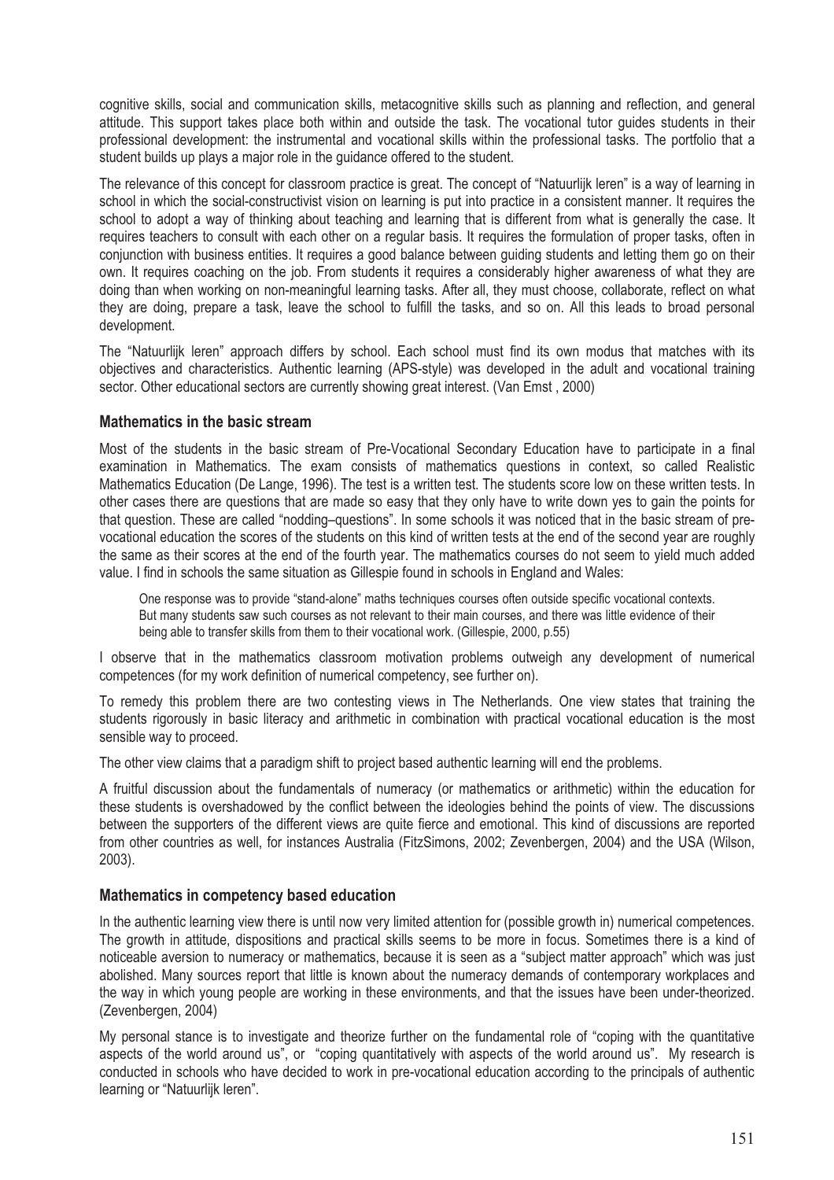cognitive skills, social and communication skills, metacognitive skills such as planning and reflection, and general attitude. This support takes place both within and outside the task. The vocational tutor guides students in their professional development: the instrumental and vocational skills within the professional tasks. The portfolio that a student builds up plays a major role in the guidance offered to the student.

The relevance of this concept for classroom practice is great. The concept of "Natuurlijk leren" is a way of learning in school in which the social-constructivist vision on learning is put into practice in a consistent manner. It requires the school to adopt a way of thinking about teaching and learning that is different from what is generally the case. It requires teachers to consult with each other on a regular basis. It requires the formulation of proper tasks, often in conjunction with business entities. It requires a good balance between guiding students and letting them go on their own. It requires coaching on the job. From students it requires a considerably higher awareness of what they are doing than when working on non-meaningful learning tasks. After all, they must choose, collaborate, reflect on what they are doing, prepare a task, leave the school to fulfill the tasks, and so on. All this leads to broad personal development.

The "Natuurlijk leren" approach differs by school. Each school must find its own modus that matches with its objectives and characteristics. Authentic learning (APS-style) was developed in the adult and vocational training sector. Other educational sectors are currently showing great interest. (Van Emst , 2000)

### Mathematics in the basic stream

Most of the students in the basic stream of Pre-Vocational Secondary Education have to participate in a final examination in Mathematics. The exam consists of mathematics questions in context, so called Realistic Mathematics Education (De Lange, 1996). The test is a written test. The students score low on these written tests. In other cases there are questions that are made so easy that they only have to write down yes to gain the points for that question. These are called "nodding–questions". In some schools it was noticed that in the basic stream of pre-vocational education the scores of the students on this kind of written tests at the end of the second year are roughly the same as their scores at the end of the fourth year. The mathematics courses do not seem to yield much added value. I find in schools the same situation as Gillespie found in schools in England and Wales:

> One response was to provide "stand-alone" maths techniques courses often outside specific vocational contexts. But many students saw such courses as not relevant to their main courses, and there was little evidence of their being able to transfer skills from them to their vocational work. (Gillespie, 2000, p.55)

I observe that in the mathematics classroom motivation problems outweigh any development of numerical competences (for my work definition of numerical competency, see further on).

To remedy this problem there are two contesting views in The Netherlands. One view states that training the students rigorously in basic literacy and arithmetic in combination with practical vocational education is the most sensible way to proceed.

The other view claims that a paradigm shift to project based authentic learning will end the problems.

A fruitful discussion about the fundamentals of numeracy (or mathematics or arithmetic) within the education for these students is overshadowed by the conflict between the ideologies behind the points of view. The discussions between the supporters of the different views are quite fierce and emotional. This kind of discussions are reported from other countries as well, for instances Australia (FitzSimons, 2002; Zevenbergen, 2004) and the USA (Wilson, 2003).

### Mathematics in competency based education

In the authentic learning view there is until now very limited attention for (possible growth in) numerical competences. The growth in attitude, dispositions and practical skills seems to be more in focus. Sometimes there is a kind of noticeable aversion to numeracy or mathematics, because it is seen as a "subject matter approach" which was just abolished. Many sources report that little is known about the numeracy demands of contemporary workplaces and the way in which young people are working in these environments, and that the issues have been under-theorized. (Zevenbergen, 2004)

My personal stance is to investigate and theorize further on the fundamental role of "coping with the quantitative aspects of the world around us", or "coping quantitatively with aspects of the world around us". My research is conducted in schools who have decided to work in pre-vocational education according to the principals of authentic learning or "Natuurlijk leren".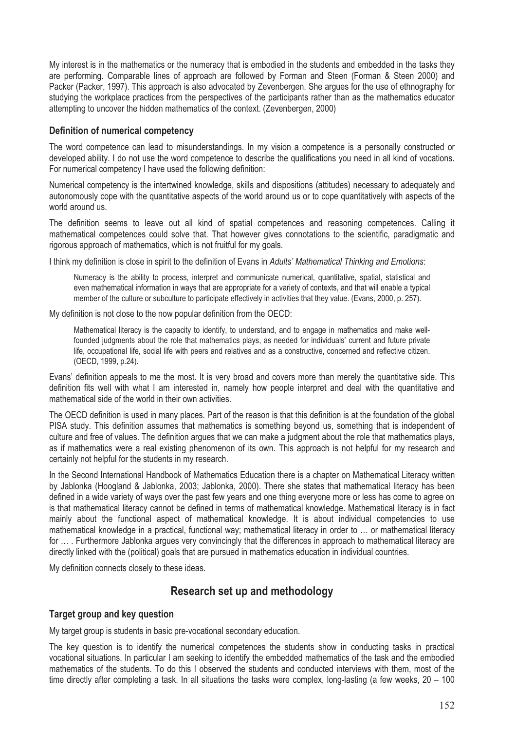My interest is in the mathematics or the numeracy that is embodied in the students and embedded in the tasks they are performing. Comparable lines of approach are followed by Forman and Steen (Forman & Steen 2000) and Packer (Packer, 1997). This approach is also advocated by Zevenbergen. She argues for the use of ethnography for studying the workplace practices from the perspectives of the participants rather than as the mathematics educator attempting to uncover the hidden mathematics of the context. (Zevenbergen, 2000)

### Definition of numerical competency

The word competence can lead to misunderstandings. In my vision a competence is a personally constructed or developed ability. I do not use the word competence to describe the qualifications you need in all kind of vocations. For numerical competency I have used the following definition:

Numerical competency is the intertwined knowledge, skills and dispositions (attitudes) necessary to adequately and autonomously cope with the quantitative aspects of the world around us or to cope quantitatively with aspects of the world around us.

The definition seems to leave out all kind of spatial competences and reasoning competences. Calling it mathematical competences could solve that. That however gives connotations to the scientific, paradigmatic and rigorous approach of mathematics, which is not fruitful for my goals.

I think my definition is close in spirit to the definition of Evans in *Adults' Mathematical Thinking and Emotions*:

> Numeracy is the ability to process, interpret and communicate numerical, quantitative, spatial, statistical and even mathematical information in ways that are appropriate for a variety of contexts, and that will enable a typical member of the culture or subculture to participate effectively in activities that they value. (Evans, 2000, p. 257).

My definition is not close to the now popular definition from the OECD:

> Mathematical literacy is the capacity to identify, to understand, and to engage in mathematics and make well-founded judgments about the role that mathematics plays, as needed for individuals' current and future private life, occupational life, social life with peers and relatives and as a constructive, concerned and reflective citizen. (OECD, 1999, p.24).

Evans' definition appeals to me the most. It is very broad and covers more than merely the quantitative side. This definition fits well with what I am interested in, namely how people interpret and deal with the quantitative and mathematical side of the world in their own activities.

The OECD definition is used in many places. Part of the reason is that this definition is at the foundation of the global PISA study. This definition assumes that mathematics is something beyond us, something that is independent of culture and free of values. The definition argues that we can make a judgment about the role that mathematics plays, as if mathematics were a real existing phenomenon of its own. This approach is not helpful for my research and certainly not helpful for the students in my research.

In the Second International Handbook of Mathematics Education there is a chapter on Mathematical Literacy written by Jablonka (Hoogland & Jablonka, 2003; Jablonka, 2000). There she states that mathematical literacy has been defined in a wide variety of ways over the past few years and one thing everyone more or less has come to agree on is that mathematical literacy cannot be defined in terms of mathematical knowledge. Mathematical literacy is in fact mainly about the functional aspect of mathematical knowledge. It is about individual competencies to use mathematical knowledge in a practical, functional way; mathematical literacy in order to … or mathematical literacy for … . Furthermore Jablonka argues very convincingly that the differences in approach to mathematical literacy are directly linked with the (political) goals that are pursued in mathematics education in individual countries.

My definition connects closely to these ideas.

## Research set up and methodology

### Target group and key question

My target group is students in basic pre-vocational secondary education.

The key question is to identify the numerical competences the students show in conducting tasks in practical vocational situations. In particular I am seeking to identify the embedded mathematics of the task and the embodied mathematics of the students. To do this I observed the students and conducted interviews with them, most of the time directly after completing a task. In all situations the tasks were complex, long-lasting (a few weeks, 20 – 100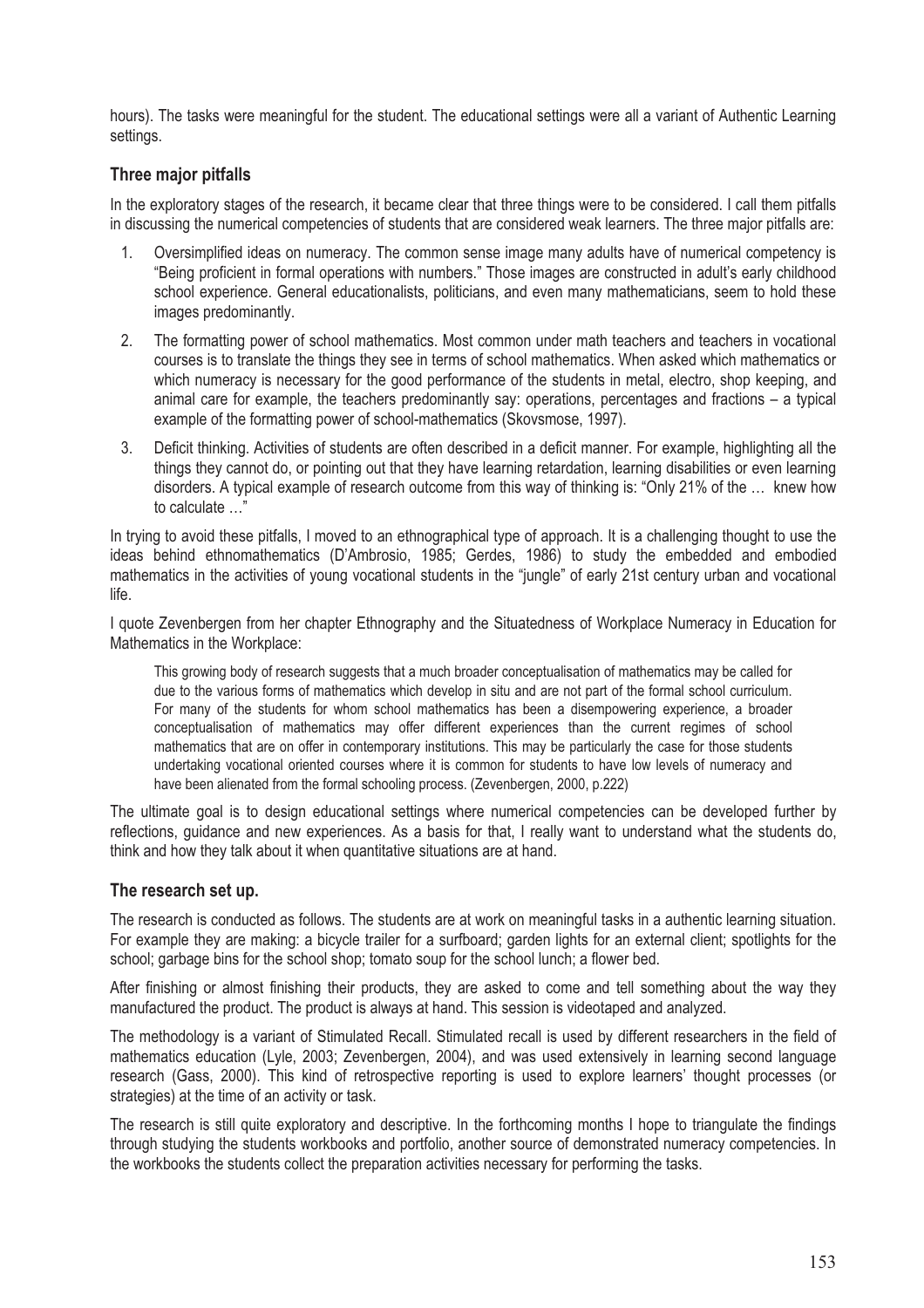hours). The tasks were meaningful for the student. The educational settings were all a variant of Authentic Learning settings.

### Three major pitfalls

In the exploratory stages of the research, it became clear that three things were to be considered. I call them pitfalls in discussing the numerical competencies of students that are considered weak learners. The three major pitfalls are:

1. Oversimplified ideas on numeracy. The common sense image many adults have of numerical competency is "Being proficient in formal operations with numbers." Those images are constructed in adult's early childhood school experience. General educationalists, politicians, and even many mathematicians, seem to hold these images predominantly.
2. The formatting power of school mathematics. Most common under math teachers and teachers in vocational courses is to translate the things they see in terms of school mathematics. When asked which mathematics or which numeracy is necessary for the good performance of the students in metal, electro, shop keeping, and animal care for example, the teachers predominantly say: operations, percentages and fractions – a typical example of the formatting power of school-mathematics (Skovsmose, 1997).
3. Deficit thinking. Activities of students are often described in a deficit manner. For example, highlighting all the things they cannot do, or pointing out that they have learning retardation, learning disabilities or even learning disorders. A typical example of research outcome from this way of thinking is: "Only 21% of the … knew how to calculate …"

In trying to avoid these pitfalls, I moved to an ethnographical type of approach. It is a challenging thought to use the ideas behind ethnomathematics (D'Ambrosio, 1985; Gerdes, 1986) to study the embedded and embodied mathematics in the activities of young vocational students in the "jungle" of early 21st century urban and vocational life.

I quote Zevenbergen from her chapter Ethnography and the Situatedness of Workplace Numeracy in Education for Mathematics in the Workplace:

> This growing body of research suggests that a much broader conceptualisation of mathematics may be called for due to the various forms of mathematics which develop in situ and are not part of the formal school curriculum. For many of the students for whom school mathematics has been a disempowering experience, a broader conceptualisation of mathematics may offer different experiences than the current regimes of school mathematics that are on offer in contemporary institutions. This may be particularly the case for those students undertaking vocational oriented courses where it is common for students to have low levels of numeracy and have been alienated from the formal schooling process. (Zevenbergen, 2000, p.222)

The ultimate goal is to design educational settings where numerical competencies can be developed further by reflections, guidance and new experiences. As a basis for that, I really want to understand what the students do, think and how they talk about it when quantitative situations are at hand.

### The research set up.

The research is conducted as follows. The students are at work on meaningful tasks in a authentic learning situation. For example they are making: a bicycle trailer for a surfboard; garden lights for an external client; spotlights for the school; garbage bins for the school shop; tomato soup for the school lunch; a flower bed.

After finishing or almost finishing their products, they are asked to come and tell something about the way they manufactured the product. The product is always at hand. This session is videotaped and analyzed.

The methodology is a variant of Stimulated Recall. Stimulated recall is used by different researchers in the field of mathematics education (Lyle, 2003; Zevenbergen, 2004), and was used extensively in learning second language research (Gass, 2000). This kind of retrospective reporting is used to explore learners' thought processes (or strategies) at the time of an activity or task.

The research is still quite exploratory and descriptive. In the forthcoming months I hope to triangulate the findings through studying the students workbooks and portfolio, another source of demonstrated numeracy competencies. In the workbooks the students collect the preparation activities necessary for performing the tasks.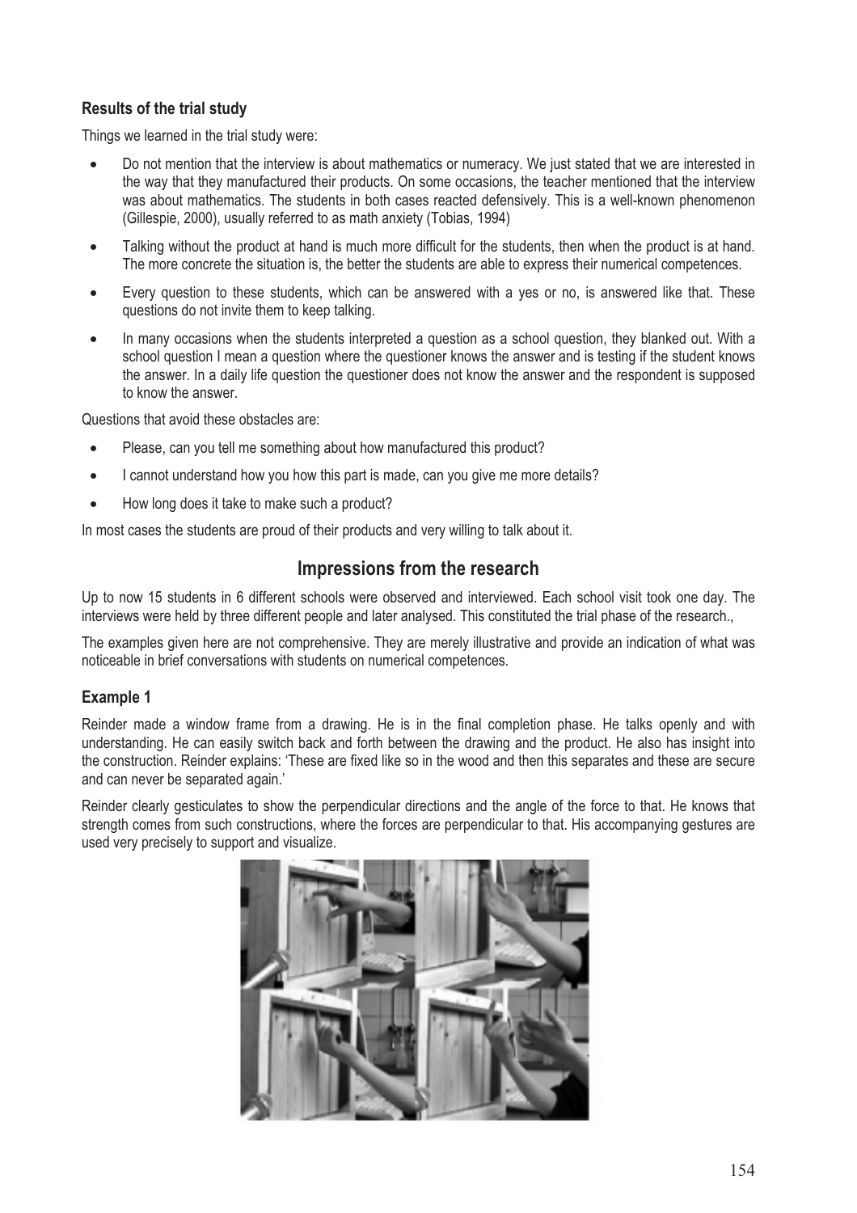### Results of the trial study

Things we learned in the trial study were:

- Do not mention that the interview is about mathematics or numeracy. We just stated that we are interested in the way that they manufactured their products. On some occasions, the teacher mentioned that the interview was about mathematics. The students in both cases reacted defensively. This is a well-known phenomenon (Gillespie, 2000), usually referred to as math anxiety (Tobias, 1994)
- Talking without the product at hand is much more difficult for the students, then when the product is at hand. The more concrete the situation is, the better the students are able to express their numerical competences.
- Every question to these students, which can be answered with a yes or no, is answered like that. These questions do not invite them to keep talking.
- In many occasions when the students interpreted a question as a school question, they blanked out. With a school question I mean a question where the questioner knows the answer and is testing if the student knows the answer. In a daily life question the questioner does not know the answer and the respondent is supposed to know the answer.

Questions that avoid these obstacles are:

- Please, can you tell me something about how manufactured this product?
- I cannot understand how you how this part is made, can you give me more details?
- How long does it take to make such a product?

In most cases the students are proud of their products and very willing to talk about it.

## Impressions from the research

Up to now 15 students in 6 different schools were observed and interviewed. Each school visit took one day. The interviews were held by three different people and later analysed. This constituted the trial phase of the research.,

The examples given here are not comprehensive. They are merely illustrative and provide an indication of what was noticeable in brief conversations with students on numerical competences.

### Example 1

Reinder made a window frame from a drawing. He is in the final completion phase. He talks openly and with understanding. He can easily switch back and forth between the drawing and the product. He also has insight into the construction. Reinder explains: 'These are fixed like so in the wood and then this separates and these are secure and can never be separated again.'

Reinder clearly gesticulates to show the perpendicular directions and the angle of the force to that. He knows that strength comes from such constructions, where the forces are perpendicular to that. His accompanying gestures are used very precisely to support and visualize.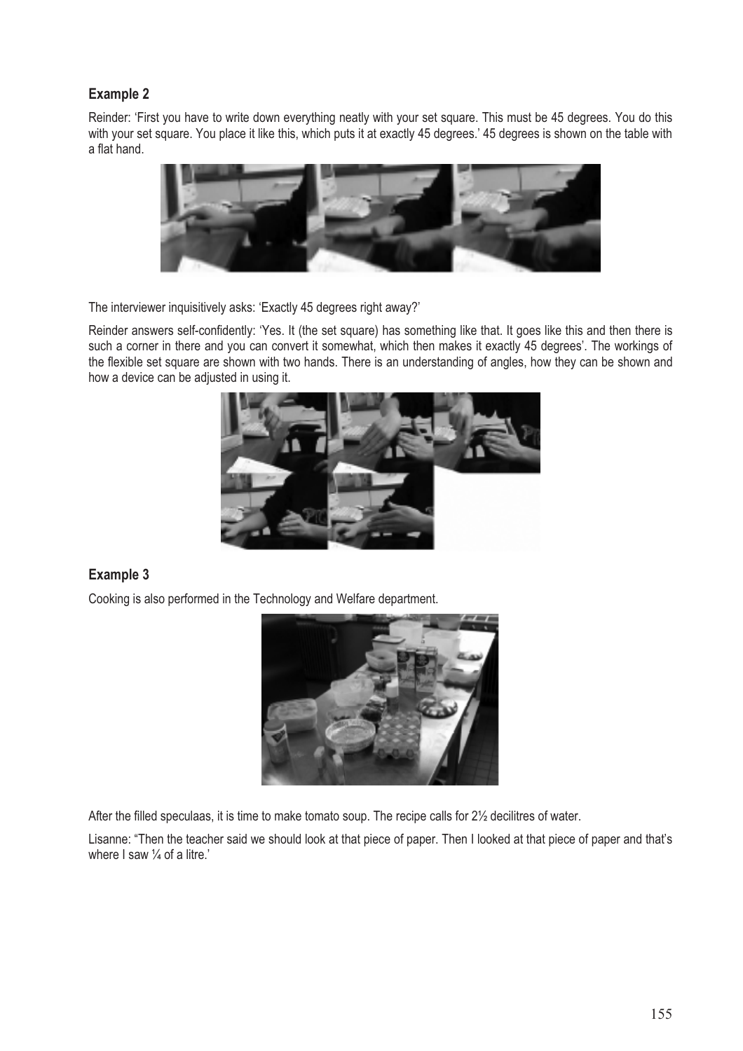### Example 2

Reinder: 'First you have to write down everything neatly with your set square. This must be 45 degrees. You do this with your set square. You place it like this, which puts it at exactly 45 degrees.' 45 degrees is shown on the table with a flat hand.

The interviewer inquisitively asks: 'Exactly 45 degrees right away?'

Reinder answers self-confidently: 'Yes. It (the set square) has something like that. It goes like this and then there is such a corner in there and you can convert it somewhat, which then makes it exactly 45 degrees'. The workings of the flexible set square are shown with two hands. There is an understanding of angles, how they can be shown and how a device can be adjusted in using it.

### Example 3

Cooking is also performed in the Technology and Welfare department.

After the filled speculaas, it is time to make tomato soup. The recipe calls for 2½ decilitres of water.

Lisanne: "Then the teacher said we should look at that piece of paper. Then I looked at that piece of paper and that's where I saw ¼ of a litre.'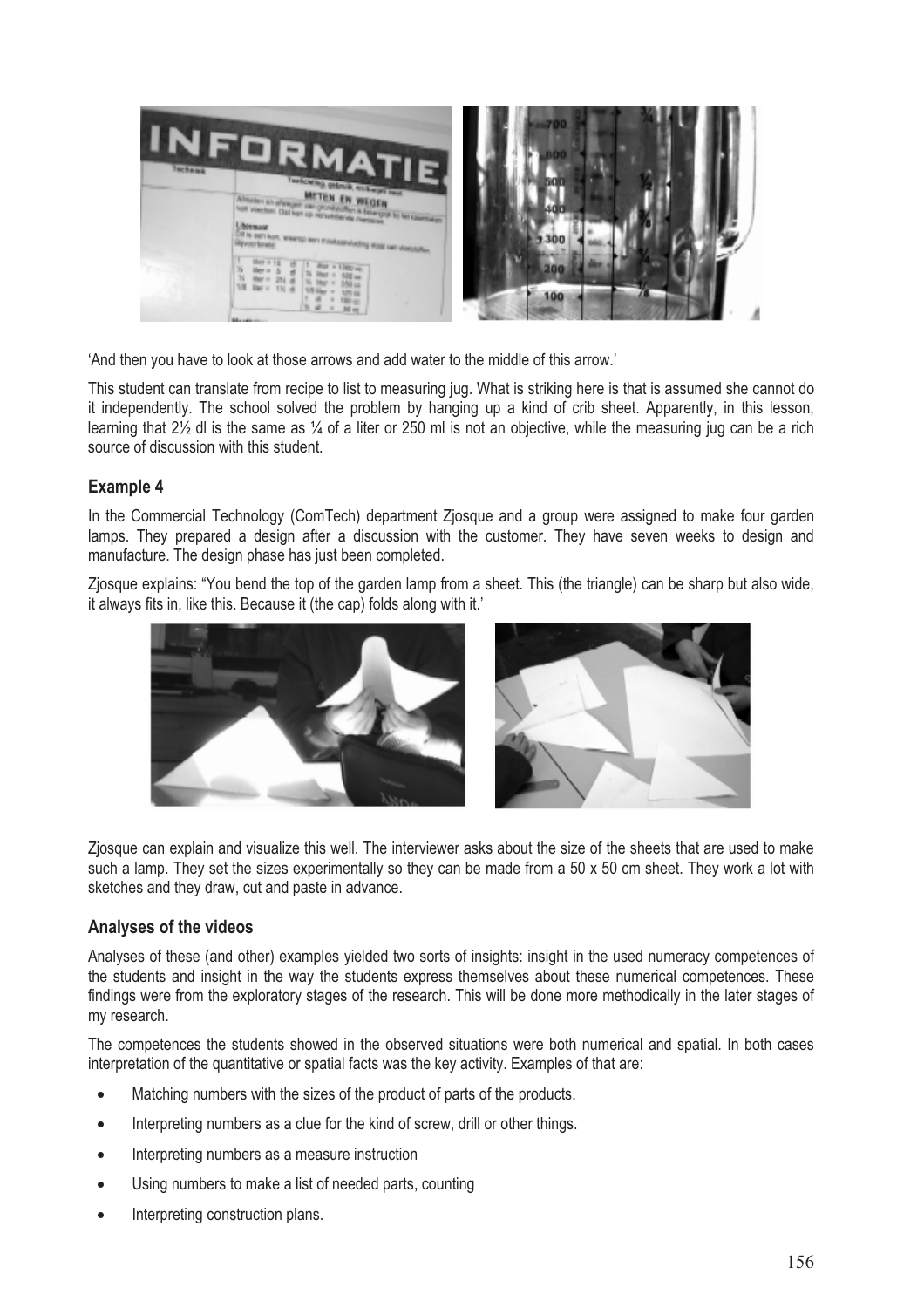‘And then you have to look at those arrows and add water to the middle of this arrow.’

This student can translate from recipe to list to measuring jug. What is striking here is that is assumed she cannot do it independently. The school solved the problem by hanging up a kind of crib sheet. Apparently, in this lesson, learning that 2½ dl is the same as ¼ of a liter or 250 ml is not an objective, while the measuring jug can be a rich source of discussion with this student.

## Example 4

In the Commercial Technology (ComTech) department Zjosque and a group were assigned to make four garden lamps. They prepared a design after a discussion with the customer. They have seven weeks to design and manufacture. The design phase has just been completed.

Zjosque explains: “You bend the top of the garden lamp from a sheet. This (the triangle) can be sharp but also wide, it always fits in, like this. Because it (the cap) folds along with it.’

Zjosque can explain and visualize this well. The interviewer asks about the size of the sheets that are used to make such a lamp. They set the sizes experimentally so they can be made from a 50 x 50 cm sheet. They work a lot with sketches and they draw, cut and paste in advance.

## Analyses of the videos

Analyses of these (and other) examples yielded two sorts of insights: insight in the used numeracy competences of the students and insight in the way the students express themselves about these numerical competences. These findings were from the exploratory stages of the research. This will be done more methodically in the later stages of my research.

The competences the students showed in the observed situations were both numerical and spatial. In both cases interpretation of the quantitative or spatial facts was the key activity. Examples of that are:

- Matching numbers with the sizes of the product of parts of the products.
- Interpreting numbers as a clue for the kind of screw, drill or other things.
- Interpreting numbers as a measure instruction
- Using numbers to make a list of needed parts, counting
- Interpreting construction plans.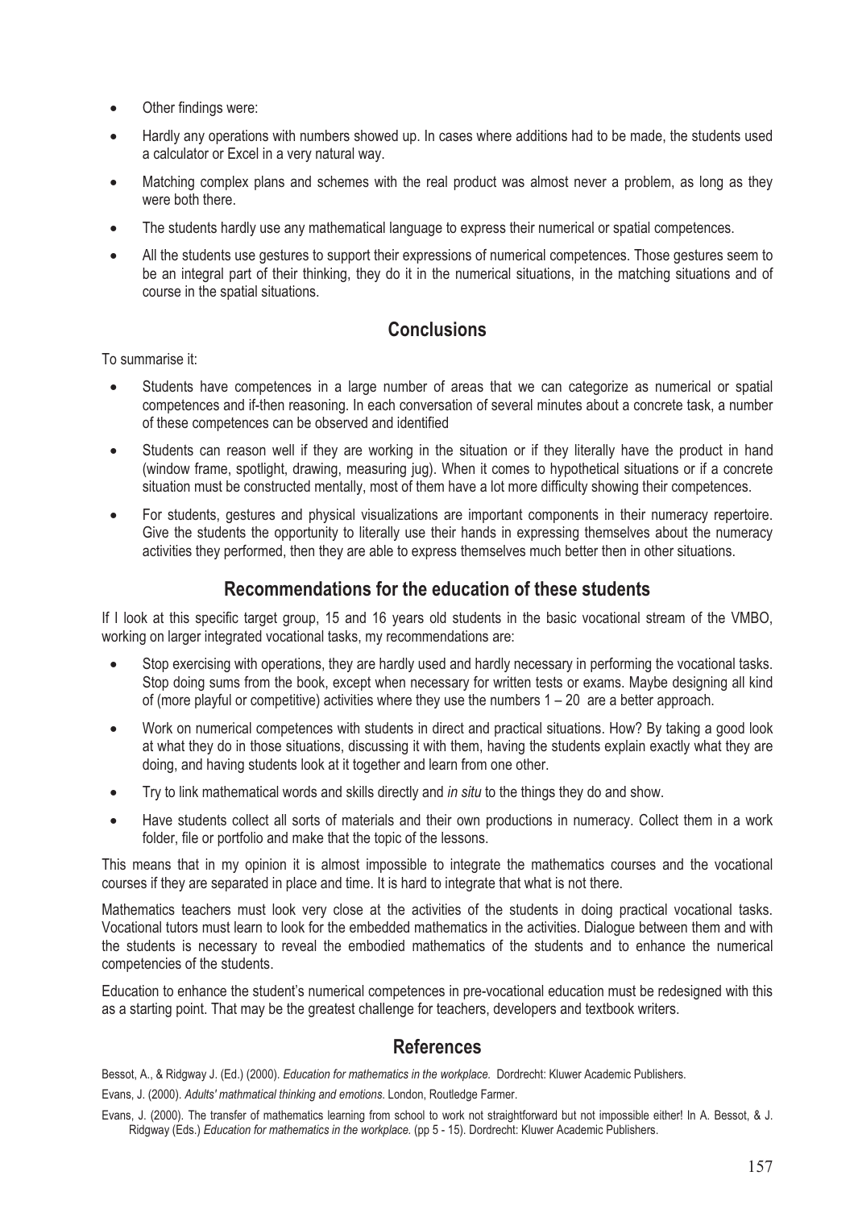- Other findings were:
- Hardly any operations with numbers showed up. In cases where additions had to be made, the students used a calculator or Excel in a very natural way.
- Matching complex plans and schemes with the real product was almost never a problem, as long as they were both there.
- The students hardly use any mathematical language to express their numerical or spatial competences.
- All the students use gestures to support their expressions of numerical competences. Those gestures seem to be an integral part of their thinking, they do it in the numerical situations, in the matching situations and of course in the spatial situations.

## Conclusions

To summarise it:

- Students have competences in a large number of areas that we can categorize as numerical or spatial competences and if-then reasoning. In each conversation of several minutes about a concrete task, a number of these competences can be observed and identified
- Students can reason well if they are working in the situation or if they literally have the product in hand (window frame, spotlight, drawing, measuring jug). When it comes to hypothetical situations or if a concrete situation must be constructed mentally, most of them have a lot more difficulty showing their competences.
- For students, gestures and physical visualizations are important components in their numeracy repertoire. Give the students the opportunity to literally use their hands in expressing themselves about the numeracy activities they performed, then they are able to express themselves much better then in other situations.

## Recommendations for the education of these students

If I look at this specific target group, 15 and 16 years old students in the basic vocational stream of the VMBO, working on larger integrated vocational tasks, my recommendations are:

- Stop exercising with operations, they are hardly used and hardly necessary in performing the vocational tasks. Stop doing sums from the book, except when necessary for written tests or exams. Maybe designing all kind of (more playful or competitive) activities where they use the numbers 1 – 20 are a better approach.
- Work on numerical competences with students in direct and practical situations. How? By taking a good look at what they do in those situations, discussing it with them, having the students explain exactly what they are doing, and having students look at it together and learn from one other.
- Try to link mathematical words and skills directly and *in situ* to the things they do and show.
- Have students collect all sorts of materials and their own productions in numeracy. Collect them in a work folder, file or portfolio and make that the topic of the lessons.

This means that in my opinion it is almost impossible to integrate the mathematics courses and the vocational courses if they are separated in place and time. It is hard to integrate that what is not there.

Mathematics teachers must look very close at the activities of the students in doing practical vocational tasks. Vocational tutors must learn to look for the embedded mathematics in the activities. Dialogue between them and with the students is necessary to reveal the embodied mathematics of the students and to enhance the numerical competencies of the students.

Education to enhance the student's numerical competences in pre-vocational education must be redesigned with this as a starting point. That may be the greatest challenge for teachers, developers and textbook writers.

## References

Bessot, A., & Ridgway J. (Ed.) (2000). *Education for mathematics in the workplace.* Dordrecht: Kluwer Academic Publishers.

Evans, J. (2000). *Adults' mathmatical thinking and emotions*. London, Routledge Farmer.

Evans, J. (2000). The transfer of mathematics learning from school to work not straightforward but not impossible either! In A. Bessot, & J. Ridgway (Eds.) *Education for mathematics in the workplace.* (pp 5 - 15). Dordrecht: Kluwer Academic Publishers.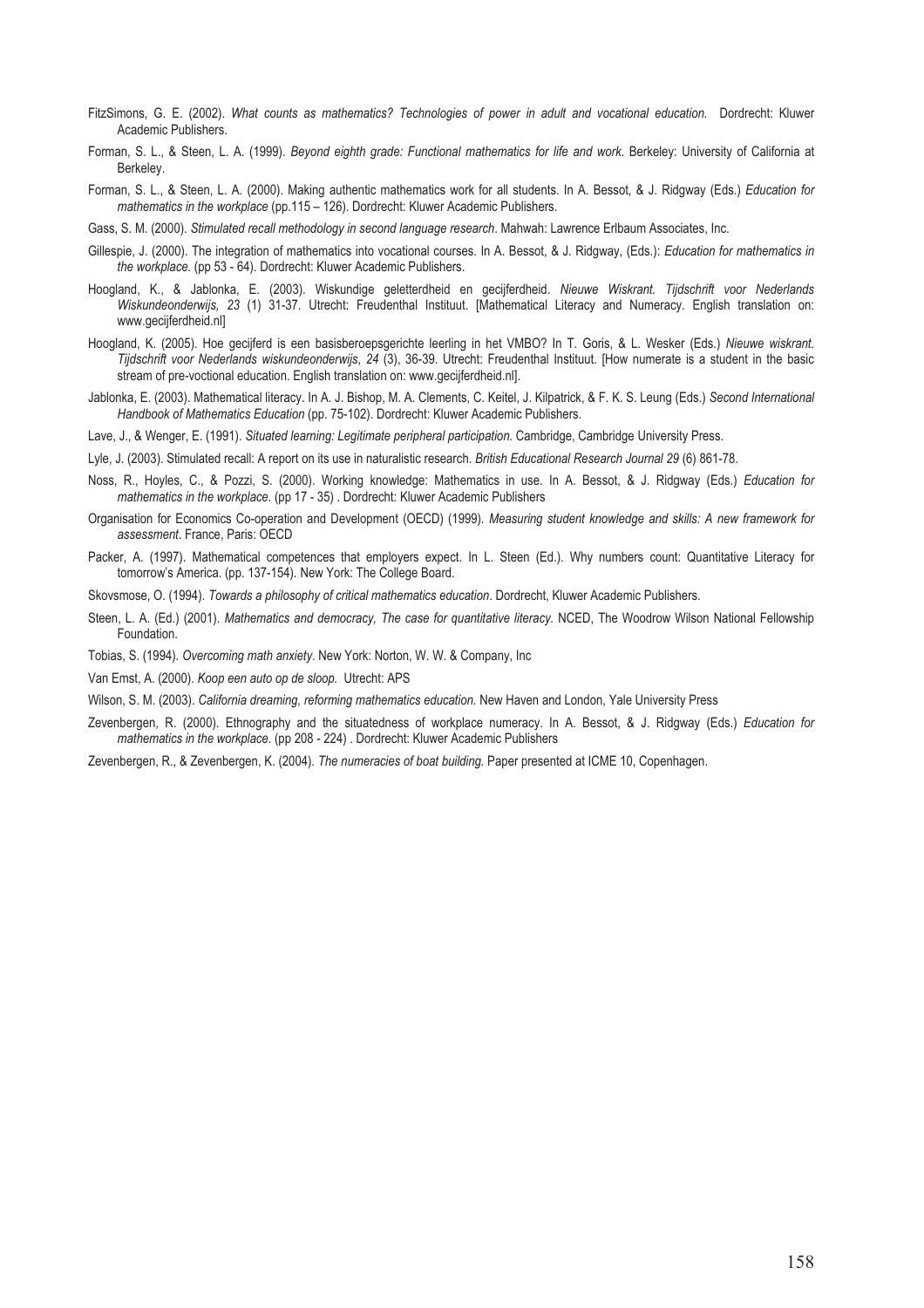FitzSimons, G. E. (2002). *What counts as mathematics? Technologies of power in adult and vocational education.* Dordrecht: Kluwer Academic Publishers.

Forman, S. L., & Steen, L. A. (1999). *Beyond eighth grade: Functional mathematics for life and work*. Berkeley: University of California at Berkeley.

Forman, S. L., & Steen, L. A. (2000). Making authentic mathematics work for all students. In A. Bessot, & J. Ridgway (Eds.) *Education for mathematics in the workplace* (pp.115 – 126). Dordrecht: Kluwer Academic Publishers.

Gass, S. M. (2000). *Stimulated recall methodology in second language research*. Mahwah: Lawrence Erlbaum Associates, Inc.

Gillespie, J. (2000). The integration of mathematics into vocational courses. In A. Bessot, & J. Ridgway, (Eds.): *Education for mathematics in the workplace.* (pp 53 - 64). Dordrecht: Kluwer Academic Publishers.

Hoogland, K., & Jablonka, E. (2003). Wiskundige geletterdheid en gecijferdheid. *Nieuwe Wiskrant. Tijdschrift voor Nederlands Wiskundeonderwijs, 23* (1) 31-37. Utrecht: Freudenthal Instituut. [Mathematical Literacy and Numeracy. English translation on: www.gecijferdheid.nl]

Hoogland, K. (2005). Hoe gecijferd is een basisberoepsgerichte leerling in het VMBO? In T. Goris, & L. Wesker (Eds.) *Nieuwe wiskrant. Tijdschrift voor Nederlands wiskundeonderwijs*, *24* (3), 36-39. Utrecht: Freudenthal Instituut. [How numerate is a student in the basic stream of pre-voctional education. English translation on: www.gecijferdheid.nl].

Jablonka, E. (2003). Mathematical literacy. In A. J. Bishop, M. A. Clements, C. Keitel, J. Kilpatrick, & F. K. S. Leung (Eds.) *Second International Handbook of Mathematics Education* (pp. 75-102). Dordrecht: Kluwer Academic Publishers.

Lave, J., & Wenger, E. (1991). *Situated learning: Legitimate peripheral participation.* Cambridge, Cambridge University Press.

Lyle, J. (2003). Stimulated recall: A report on its use in naturalistic research. *British Educational Research Journal 29* (6) 861-78.

Noss, R., Hoyles, C., & Pozzi, S. (2000). Working knowledge: Mathematics in use. In A. Bessot, & J. Ridgway (Eds.) *Education for mathematics in the workplace.* (pp 17 - 35) . Dordrecht: Kluwer Academic Publishers

Organisation for Economics Co-operation and Development (OECD) (1999). *Measuring student knowledge and skills: A new framework for assessment*. France, Paris: OECD

Packer, A. (1997). Mathematical competences that employers expect. In L. Steen (Ed.). Why numbers count: Quantitative Literacy for tomorrow's America. (pp. 137-154). New York: The College Board.

Skovsmose, O. (1994). *Towards a philosophy of critical mathematics education*. Dordrecht, Kluwer Academic Publishers.

Steen, L. A. (Ed.) (2001). *Mathematics and democracy, The case for quantitative literacy.* NCED, The Woodrow Wilson National Fellowship Foundation.

Tobias, S. (1994). *Overcoming math anxiety*. New York: Norton, W. W. & Company, Inc

Van Emst, A. (2000). *Koop een auto op de sloop.* Utrecht: APS

Wilson, S. M. (2003). *California dreaming, reforming mathematics education.* New Haven and London, Yale University Press

Zevenbergen, R. (2000). Ethnography and the situatedness of workplace numeracy. In A. Bessot, & J. Ridgway (Eds.) *Education for mathematics in the workplace.* (pp 208 - 224) . Dordrecht: Kluwer Academic Publishers

Zevenbergen, R., & Zevenbergen, K. (2004). *The numeracies of boat building.* Paper presented at ICME 10, Copenhagen.